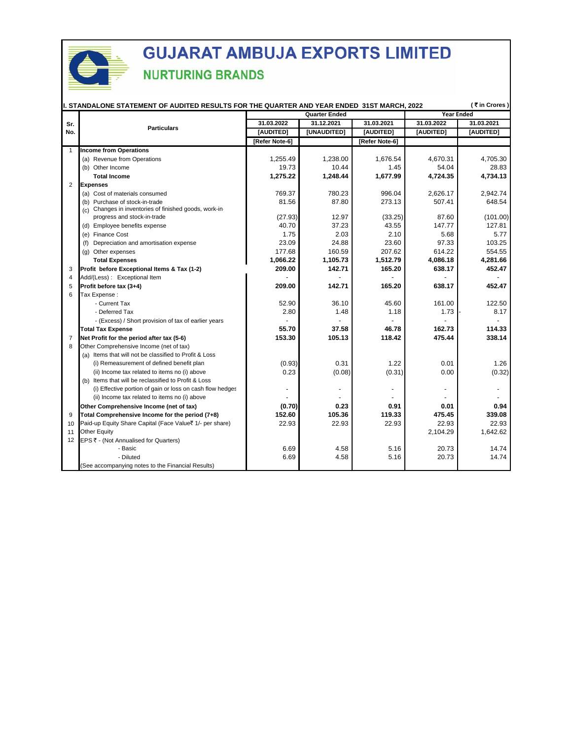# GUJARAT AMBUJA EXPORTS LIMITED

## NURTURING BRANDS

### I. STANDALONE STATEMENT OF AUDITED RESULTS FOR THE QUARTER AND YEAR ENDED 31ST MARCH, 2022

( ₹ in Crores )

| Sr. No. | Particulars | Quarter Ended | | | Year Ended | |
|---|---|---|---|---|---|---|
| | | 31.03.2022 | 31.12.2021 | 31.03.2021 | 31.03.2022 | 31.03.2021 |
| | | [AUDITED] | [UNAUDITED] | [AUDITED] | [AUDITED] | [AUDITED] |
| | | [Refer Note-6] | | [Refer Note-6] | | |
| 1 | **Income from Operations** | | | | | |
| | (a) Revenue from Operations | 1,255.49 | 1,238.00 | 1,676.54 | 4,670.31 | 4,705.30 |
| | (b) Other Income | 19.73 | 10.44 | 1.45 | 54.04 | 28.83 |
| | **Total Income** | **1,275.22** | **1,248.44** | **1,677.99** | **4,724.35** | **4,734.13** |
| 2 | **Expenses** | | | | | |
| | (a) Cost of materials consumed | 769.37 | 780.23 | 996.04 | 2,626.17 | 2,942.74 |
| | (b) Purchase of stock-in-trade | 81.56 | 87.80 | 273.13 | 507.41 | 648.54 |
| | (c) Changes in inventories of finished goods, work-in progress and stock-in-trade | (27.93) | 12.97 | (33.25) | 87.60 | (101.00) |
| | (d) Employee benefits expense | 40.70 | 37.23 | 43.55 | 147.77 | 127.81 |
| | (e) Finance Cost | 1.75 | 2.03 | 2.10 | 5.68 | 5.77 |
| | (f) Depreciation and amortisation expense | 23.09 | 24.88 | 23.60 | 97.33 | 103.25 |
| | (g) Other expenses | 177.68 | 160.59 | 207.62 | 614.22 | 554.55 |
| | **Total Expenses** | **1,066.22** | **1,105.73** | **1,512.79** | **4,086.18** | **4,281.66** |
| 3 | **Profit before Exceptional Items & Tax (1-2)** | **209.00** | **142.71** | **165.20** | **638.17** | **452.47** |
| 4 | Add/(Less) : Exceptional Item | - | - | - | - | - |
| 5 | **Profit before tax (3+4)** | **209.00** | **142.71** | **165.20** | **638.17** | **452.47** |
| 6 | Tax Expense : | | | | | |
| | - Current Tax | 52.90 | 36.10 | 45.60 | 161.00 | 122.50 |
| | - Deferred Tax | 2.80 | 1.48 | 1.18 | 1.73 | - 8.17 |
| | - (Excess) / Short provision of tax of earlier years | - | - | - | - | - |
| | **Total Tax Expense** | **55.70** | **37.58** | **46.78** | **162.73** | **114.33** |
| 7 | **Net Profit for the period after tax (5-6)** | **153.30** | **105.13** | **118.42** | **475.44** | **338.14** |
| 8 | Other Comprehensive Income (net of tax) | | | | | |
| | (a) Items that will not be classified to Profit & Loss | | | | | |
| | (i) Remeasurement of defined benefit plan | (0.93) | 0.31 | 1.22 | 0.01 | 1.26 |
| | (ii) Income tax related to items no (i) above | 0.23 | (0.08) | (0.31) | 0.00 | (0.32) |
| | (b) Items that will be reclassified to Profit & Loss | | | | | |
| | (i) Effective portion of gain or loss on cash flow hedges | - | - | - | - | - |
| | (ii) Income tax related to items no (i) above | - | - | - | - | - |
| | **Other Comprehensive Income (net of tax)** | **(0.70)** | **0.23** | **0.91** | **0.01** | **0.94** |
| 9 | **Total Comprehensive Income for the period (7+8)** | **152.60** | **105.36** | **119.33** | **475.45** | **339.08** |
| 10 | Paid-up Equity Share Capital (Face Value₹ 1/- per share) | 22.93 | 22.93 | 22.93 | 22.93 | 22.93 |
| 11 | Other Equity | | | | 2,104.29 | 1,642.62 |
| 12 | EPS ₹ - (Not Annualised for Quarters) | | | | | |
| | - Basic | 6.69 | 4.58 | 5.16 | 20.73 | 14.74 |
| | - Diluted | 6.69 | 4.58 | 5.16 | 20.73 | 14.74 |
| | (See accompanying notes to the Financial Results) | | | | | |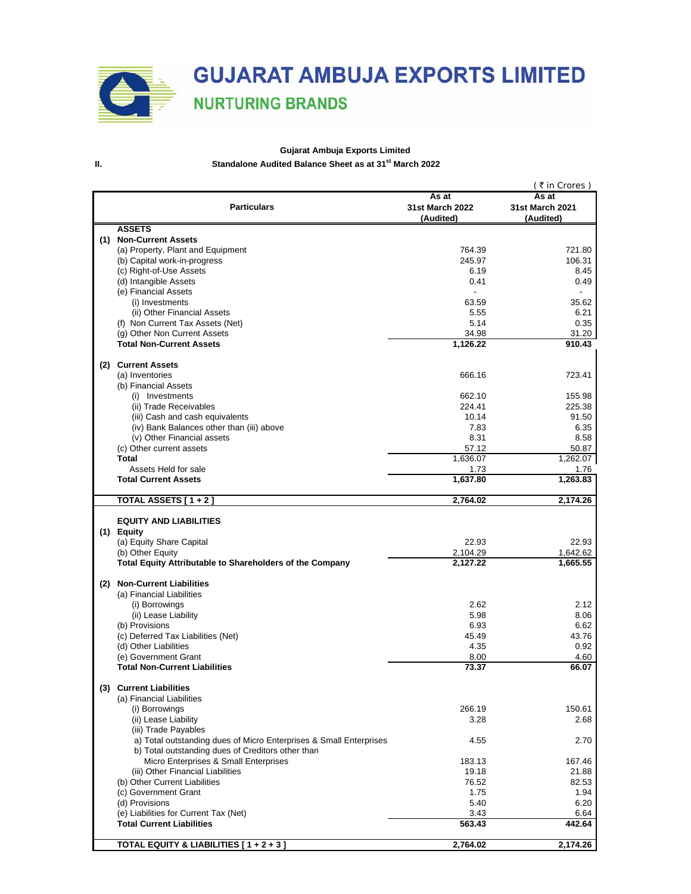# GUJARAT AMBUJA EXPORTS LIMITED

## NURTURING BRANDS

**Gujarat Ambuja Exports Limited**

**II. Standalone Audited Balance Sheet as at 31st March 2022**

( ₹ in Crores )

| | Particulars | As at 31st March 2022 (Audited) | As at 31st March 2021 (Audited) |
|---|---|---|---|
| | **ASSETS** | | |
| **(1)** | **Non-Current Assets** | | |
| | (a) Property, Plant and Equipment | 764.39 | 721.80 |
| | (b) Capital work-in-progress | 245.97 | 106.31 |
| | (c) Right-of-Use Assets | 6.19 | 8.45 |
| | (d) Intangible Assets | 0.41 | 0.49 |
| | (e) Financial Assets | - | - |
| | (i) Investments | 63.59 | 35.62 |
| | (ii) Other Financial Assets | 5.55 | 6.21 |
| | (f) Non Current Tax Assets (Net) | 5.14 | 0.35 |
| | (g) Other Non Current Assets | 34.98 | 31.20 |
| | **Total Non-Current Assets** | **1,126.22** | **910.43** |
| **(2)** | **Current Assets** | | |
| | (a) Inventories | 666.16 | 723.41 |
| | (b) Financial Assets | | |
| | (i) Investments | 662.10 | 155.98 |
| | (ii) Trade Receivables | 224.41 | 225.38 |
| | (iii) Cash and cash equivalents | 10.14 | 91.50 |
| | (iv) Bank Balances other than (iii) above | 7.83 | 6.35 |
| | (v) Other Financial assets | 8.31 | 8.58 |
| | (c) Other current assets | 57.12 | 50.87 |
| | **Total** | 1,636.07 | 1,262.07 |
| | Assets Held for sale | 1.73 | 1.76 |
| | **Total Current Assets** | **1,637.80** | **1,263.83** |
| | **TOTAL ASSETS [ 1 + 2 ]** | **2,764.02** | **2,174.26** |
| | **EQUITY AND LIABILITIES** | | |
| **(1)** | **Equity** | | |
| | (a) Equity Share Capital | 22.93 | 22.93 |
| | (b) Other Equity | 2,104.29 | 1,642.62 |
| | **Total Equity Attributable to Shareholders of the Company** | **2,127.22** | **1,665.55** |
| **(2)** | **Non-Current Liabilities** | | |
| | (a) Financial Liabilities | | |
| | (i) Borrowings | 2.62 | 2.12 |
| | (ii) Lease Liability | 5.98 | 8.06 |
| | (b) Provisions | 6.93 | 6.62 |
| | (c) Deferred Tax Liabilities (Net) | 45.49 | 43.76 |
| | (d) Other Liabilities | 4.35 | 0.92 |
| | (e) Government Grant | 8.00 | 4.60 |
| | **Total Non-Current Liabilities** | **73.37** | **66.07** |
| **(3)** | **Current Liabilities** | | |
| | (a) Financial Liabilities | | |
| | (i) Borrowings | 266.19 | 150.61 |
| | (ii) Lease Liability | 3.28 | 2.68 |
| | (iii) Trade Payables | | |
| | a) Total outstanding dues of Micro Enterprises & Small Enterprises | 4.55 | 2.70 |
| | b) Total outstanding dues of Creditors other than Micro Enterprises & Small Enterprises | 183.13 | 167.46 |
| | (iii) Other Financial Liabilities | 19.18 | 21.88 |
| | (b) Other Current Liabilities | 76.52 | 82.53 |
| | (c) Government Grant | 1.75 | 1.94 |
| | (d) Provisions | 5.40 | 6.20 |
| | (e) Liabilities for Current Tax (Net) | 3.43 | 6.64 |
| | **Total Current Liabilities** | **563.43** | **442.64** |
| | **TOTAL EQUITY & LIABILITIES [ 1 + 2 + 3 ]** | **2,764.02** | **2,174.26** |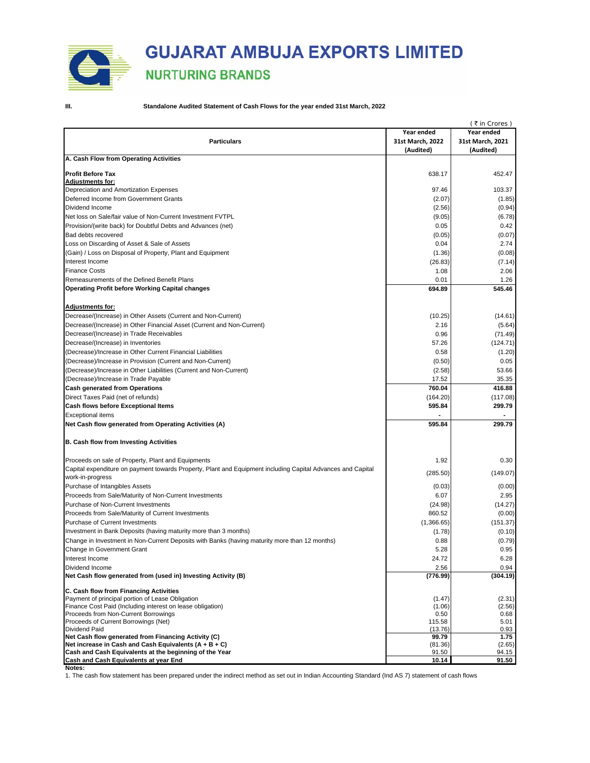# GUJARAT AMBUJA EXPORTS LIMITED

## NURTURING BRANDS

III. **Standalone Audited Statement of Cash Flows for the year ended 31st March, 2022**

( ₹ in Crores )

| Particulars | Year ended 31st March, 2022 (Audited) | Year ended 31st March, 2021 (Audited) |
|---|---|---|
| **A. Cash Flow from Operating Activities** | | |
| **Profit Before Tax** | 638.17 | 452.47 |
| **Adjustments for:** | | |
| Depreciation and Amortization Expenses | 97.46 | 103.37 |
| Deferred Income from Government Grants | (2.07) | (1.85) |
| Dividend Income | (2.56) | (0.94) |
| Net loss on Sale/fair value of Non-Current Investment FVTPL | (9.05) | (6.78) |
| Provision/(write back) for Doubtful Debts and Advances (net) | 0.05 | 0.42 |
| Bad debts recovered | (0.05) | (0.07) |
| Loss on Discarding of Asset & Sale of Assets | 0.04 | 2.74 |
| (Gain) / Loss on Disposal of Property, Plant and Equipment | (1.36) | (0.08) |
| Interest Income | (26.83) | (7.14) |
| Finance Costs | 1.08 | 2.06 |
| Remeasurements of the Defined Benefit Plans | 0.01 | 1.26 |
| **Operating Profit before Working Capital changes** | **694.89** | **545.46** |
| **Adjustments for:** | | |
| Decrease/(Increase) in Other Assets (Current and Non-Current) | (10.25) | (14.61) |
| Decrease/(Increase) in Other Financial Asset (Current and Non-Current) | 2.16 | (5.64) |
| Decrease/(Increase) in Trade Receivables | 0.96 | (71.49) |
| Decrease/(Increase) in Inventories | 57.26 | (124.71) |
| (Decrease)/Increase in Other Current Financial Liabilities | 0.58 | (1.20) |
| (Decrease)/Increase in Provision (Current and Non-Current) | (0.50) | 0.05 |
| (Decrease)/Increase in Other Liabilities (Current and Non-Current) | (2.58) | 53.66 |
| (Decrease)/Increase in Trade Payable | 17.52 | 35.35 |
| **Cash generated from Operations** | **760.04** | **416.88** |
| Direct Taxes Paid (net of refunds) | (164.20) | (117.08) |
| **Cash flows before Exceptional Items** | **595.84** | **299.79** |
| Exceptional items | - | - |
| **Net Cash flow generated from Operating Activities (A)** | **595.84** | **299.79** |
| **B. Cash flow from Investing Activities** | | |
| Proceeds on sale of Property, Plant and Equipments | 1.92 | 0.30 |
| Capital expenditure on payment towards Property, Plant and Equipment including Capital Advances and Capital work-in-progress | (285.50) | (149.07) |
| Purchase of Intangibles Assets | (0.03) | (0.00) |
| Proceeds from Sale/Maturity of Non-Current Investments | 6.07 | 2.95 |
| Purchase of Non-Current Investments | (24.98) | (14.27) |
| Proceeds from Sale/Maturity of Current Investments | 860.52 | (0.00) |
| Purchase of Current Investments | (1,366.65) | (151.37) |
| Investment in Bank Deposits (having maturity more than 3 months) | (1.78) | (0.10) |
| Change in Investment in Non-Current Deposits with Banks (having maturity more than 12 months) | 0.88 | (0.79) |
| Change in Government Grant | 5.28 | 0.95 |
| Interest Income | 24.72 | 6.28 |
| Dividend Income | 2.56 | 0.94 |
| **Net Cash flow generated from (used in) Investing Activity (B)** | **(776.99)** | **(304.19)** |
| **C. Cash flow from Financing Activities** | | |
| Payment of principal portion of Lease Obligation | (1.47) | (2.31) |
| Finance Cost Paid (Including interest on lease obligation) | (1.06) | (2.56) |
| Proceeds from Non-Current Borrowings | 0.50 | 0.68 |
| Proceeds of Current Borrowings (Net) | 115.58 | 5.01 |
| Dividend Paid | (13.76) | 0.93 |
| **Net Cash flow generated from Financing Activity (C)** | **99.79** | **1.75** |
| **Net increase in Cash and Cash Equivalents (A + B + C)** | (81.36) | (2.65) |
| **Cash and Cash Equivalents at the beginning of the Year** | 91.50 | 94.15 |
| **Cash and Cash Equivalents at year End** | **10.14** | **91.50** |

**Notes:**

1. The cash flow statement has been prepared under the indirect method as set out in Indian Accounting Standard (Ind AS 7) statement of cash flows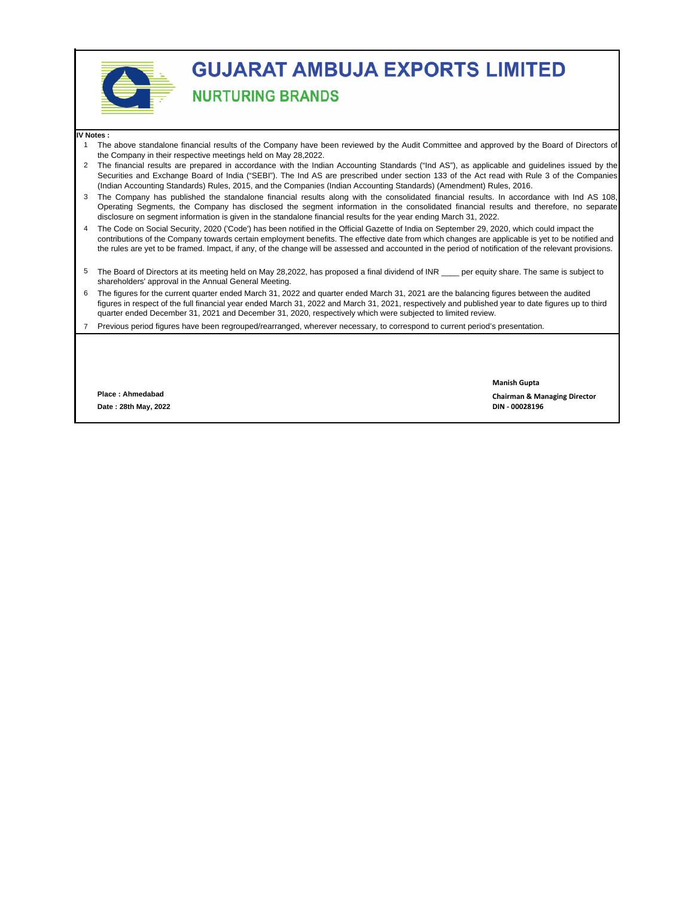# GUJARAT AMBUJA EXPORTS LIMITED

## NURTURING BRANDS

**IV Notes :**

1. The above standalone financial results of the Company have been reviewed by the Audit Committee and approved by the Board of Directors of the Company in their respective meetings held on May 28,2022.
2. The financial results are prepared in accordance with the Indian Accounting Standards ("Ind AS"), as applicable and guidelines issued by the Securities and Exchange Board of India ("SEBI"). The Ind AS are prescribed under section 133 of the Act read with Rule 3 of the Companies (Indian Accounting Standards) Rules, 2015, and the Companies (Indian Accounting Standards) (Amendment) Rules, 2016.
3. The Company has published the standalone financial results along with the consolidated financial results. In accordance with Ind AS 108, Operating Segments, the Company has disclosed the segment information in the consolidated financial results and therefore, no separate disclosure on segment information is given in the standalone financial results for the year ending March 31, 2022.
4. The Code on Social Security, 2020 ('Code') has been notified in the Official Gazette of India on September 29, 2020, which could impact the contributions of the Company towards certain employment benefits. The effective date from which changes are applicable is yet to be notified and the rules are yet to be framed. Impact, if any, of the change will be assessed and accounted in the period of notification of the relevant provisions.
5. The Board of Directors at its meeting held on May 28,2022, has proposed a final dividend of INR ____ per equity share. The same is subject to shareholders' approval in the Annual General Meeting.
6. The figures for the current quarter ended March 31, 2022 and quarter ended March 31, 2021 are the balancing figures between the audited figures in respect of the full financial year ended March 31, 2022 and March 31, 2021, respectively and published year to date figures up to third quarter ended December 31, 2021 and December 31, 2020, respectively which were subjected to limited review.
7. Previous period figures have been regrouped/rearranged, wherever necessary, to correspond to current period's presentation.

**Manish Gupta**

**Place : Ahmedabad**

**Chairman & Managing Director**

**Date : 28th May, 2022**

**DIN - 00028196**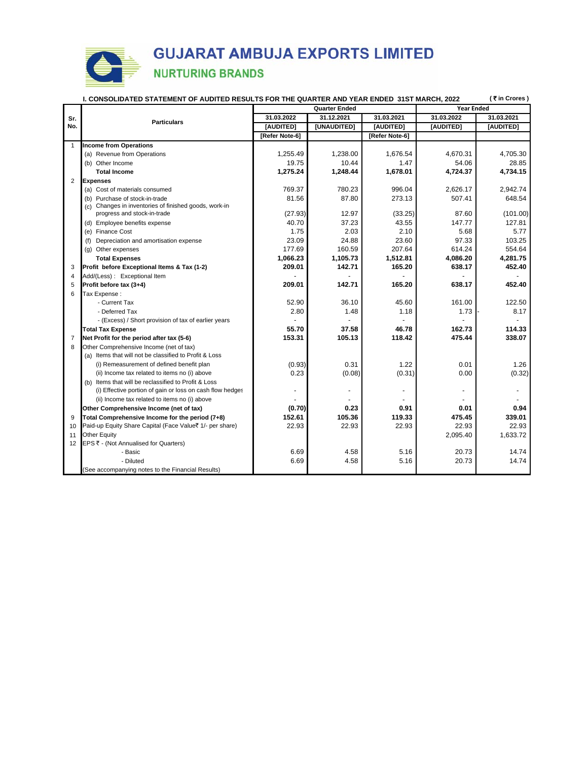# GUJARAT AMBUJA EXPORTS LIMITED

## NURTURING BRANDS

**I. CONSOLIDATED STATEMENT OF AUDITED RESULTS FOR THE QUARTER AND YEAR ENDED 31ST MARCH, 2022** (₹ in Crores)

| Sr. No. | Particulars | Quarter Ended | | | Year Ended | |
|---|---|---|---|---|---|---|
| | | 31.03.2022 | 31.12.2021 | 31.03.2021 | 31.03.2022 | 31.03.2021 |
| | | [AUDITED] | [UNAUDITED] | [AUDITED] | [AUDITED] | [AUDITED] |
| | | [Refer Note-6] | | [Refer Note-6] | | |
| 1 | **Income from Operations** | | | | | |
| | (a) Revenue from Operations | 1,255.49 | 1,238.00 | 1,676.54 | 4,670.31 | 4,705.30 |
| | (b) Other Income | 19.75 | 10.44 | 1.47 | 54.06 | 28.85 |
| | **Total Income** | **1,275.24** | **1,248.44** | **1,678.01** | **4,724.37** | **4,734.15** |
| 2 | **Expenses** | | | | | |
| | (a) Cost of materials consumed | 769.37 | 780.23 | 996.04 | 2,626.17 | 2,942.74 |
| | (b) Purchase of stock-in-trade | 81.56 | 87.80 | 273.13 | 507.41 | 648.54 |
| | (c) Changes in inventories of finished goods, work-in-progress and stock-in-trade | (27.93) | 12.97 | (33.25) | 87.60 | (101.00) |
| | (d) Employee benefits expense | 40.70 | 37.23 | 43.55 | 147.77 | 127.81 |
| | (e) Finance Cost | 1.75 | 2.03 | 2.10 | 5.68 | 5.77 |
| | (f) Depreciation and amortisation expense | 23.09 | 24.88 | 23.60 | 97.33 | 103.25 |
| | (g) Other expenses | 177.69 | 160.59 | 207.64 | 614.24 | 554.64 |
| | **Total Expenses** | **1,066.23** | **1,105.73** | **1,512.81** | **4,086.20** | **4,281.75** |
| 3 | **Profit before Exceptional Items & Tax (1-2)** | **209.01** | **142.71** | **165.20** | **638.17** | **452.40** |
| 4 | Add/(Less) : Exceptional Item | - | - | - | - | - |
| 5 | **Profit before tax (3+4)** | **209.01** | **142.71** | **165.20** | **638.17** | **452.40** |
| 6 | Tax Expense : | | | | | |
| | - Current Tax | 52.90 | 36.10 | 45.60 | 161.00 | 122.50 |
| | - Deferred Tax | 2.80 | 1.48 | 1.18 | 1.73 | - 8.17 |
| | - (Excess) / Short provision of tax of earlier years | - | - | - | - | - |
| | **Total Tax Expense** | **55.70** | **37.58** | **46.78** | **162.73** | **114.33** |
| 7 | **Net Profit for the period after tax (5-6)** | **153.31** | **105.13** | **118.42** | **475.44** | **338.07** |
| 8 | Other Comprehensive Income (net of tax) | | | | | |
| | (a) Items that will not be classified to Profit & Loss | | | | | |
| | (i) Remeasurement of defined benefit plan | (0.93) | 0.31 | 1.22 | 0.01 | 1.26 |
| | (ii) Income tax related to items no (i) above | 0.23 | (0.08) | (0.31) | 0.00 | (0.32) |
| | (b) Items that will be reclassified to Profit & Loss | | | | | |
| | (i) Effective portion of gain or loss on cash flow hedges | - | - | - | - | - |
| | (ii) Income tax related to items no (i) above | - | - | - | - | - |
| | **Other Comprehensive Income (net of tax)** | **(0.70)** | **0.23** | **0.91** | **0.01** | **0.94** |
| 9 | **Total Comprehensive Income for the period (7+8)** | **152.61** | **105.36** | **119.33** | **475.45** | **339.01** |
| 10 | Paid-up Equity Share Capital (Face Value₹ 1/- per share) | 22.93 | 22.93 | 22.93 | 22.93 | 22.93 |
| 11 | Other Equity | | | | 2,095.40 | 1,633.72 |
| 12 | EPS ₹ - (Not Annualised for Quarters) | | | | | |
| | - Basic | 6.69 | 4.58 | 5.16 | 20.73 | 14.74 |
| | - Diluted | 6.69 | 4.58 | 5.16 | 20.73 | 14.74 |
| | (See accompanying notes to the Financial Results) | | | | | |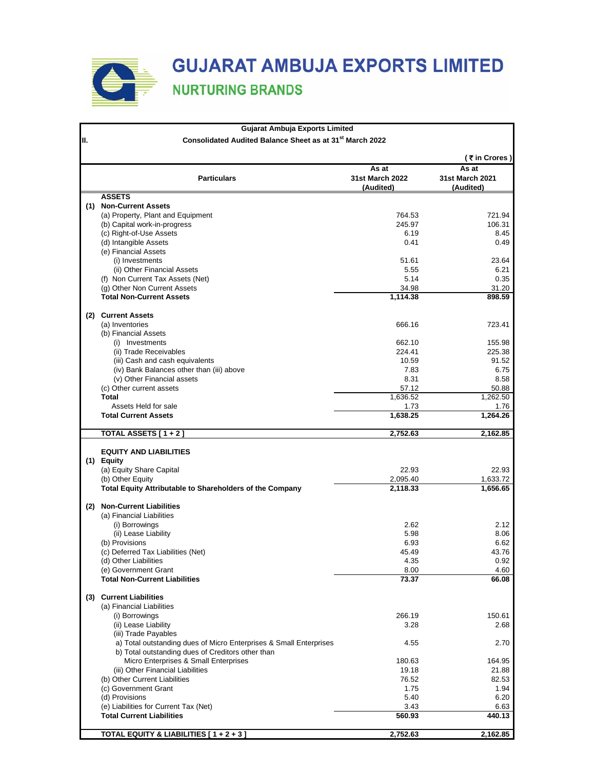# GUJARAT AMBUJA EXPORTS LIMITED

## NURTURING BRANDS

**Gujarat Ambuja Exports Limited**

**II. Consolidated Audited Balance Sheet as at 31st March 2022**

( ₹ in Crores )

| | Particulars | As at 31st March 2022 (Audited) | As at 31st March 2021 (Audited) |
|---|---|---|---|
| | **ASSETS** | | |
| **(1)** | **Non-Current Assets** | | |
| | (a) Property, Plant and Equipment | 764.53 | 721.94 |
| | (b) Capital work-in-progress | 245.97 | 106.31 |
| | (c) Right-of-Use Assets | 6.19 | 8.45 |
| | (d) Intangible Assets | 0.41 | 0.49 |
| | (e) Financial Assets | | |
| | (i) Investments | 51.61 | 23.64 |
| | (ii) Other Financial Assets | 5.55 | 6.21 |
| | (f) Non Current Tax Assets (Net) | 5.14 | 0.35 |
| | (g) Other Non Current Assets | 34.98 | 31.20 |
| | **Total Non-Current Assets** | **1,114.38** | **898.59** |
| **(2)** | **Current Assets** | | |
| | (a) Inventories | 666.16 | 723.41 |
| | (b) Financial Assets | | |
| | (i) Investments | 662.10 | 155.98 |
| | (ii) Trade Receivables | 224.41 | 225.38 |
| | (iii) Cash and cash equivalents | 10.59 | 91.52 |
| | (iv) Bank Balances other than (iii) above | 7.83 | 6.75 |
| | (v) Other Financial assets | 8.31 | 8.58 |
| | (c) Other current assets | 57.12 | 50.88 |
| | **Total** | 1,636.52 | 1,262.50 |
| | Assets Held for sale | 1.73 | 1.76 |
| | **Total Current Assets** | **1,638.25** | **1,264.26** |
| | **TOTAL ASSETS [ 1 + 2 ]** | **2,752.63** | **2,162.85** |
| | **EQUITY AND LIABILITIES** | | |
| **(1)** | **Equity** | | |
| | (a) Equity Share Capital | 22.93 | 22.93 |
| | (b) Other Equity | 2,095.40 | 1,633.72 |
| | **Total Equity Attributable to Shareholders of the Company** | **2,118.33** | **1,656.65** |
| **(2)** | **Non-Current Liabilities** | | |
| | (a) Financial Liabilities | | |
| | (i) Borrowings | 2.62 | 2.12 |
| | (ii) Lease Liability | 5.98 | 8.06 |
| | (b) Provisions | 6.93 | 6.62 |
| | (c) Deferred Tax Liabilities (Net) | 45.49 | 43.76 |
| | (d) Other Liabilities | 4.35 | 0.92 |
| | (e) Government Grant | 8.00 | 4.60 |
| | **Total Non-Current Liabilities** | **73.37** | **66.08** |
| **(3)** | **Current Liabilities** | | |
| | (a) Financial Liabilities | | |
| | (i) Borrowings | 266.19 | 150.61 |
| | (ii) Lease Liability | 3.28 | 2.68 |
| | (iii) Trade Payables | | |
| | a) Total outstanding dues of Micro Enterprises & Small Enterprises | 4.55 | 2.70 |
| | b) Total outstanding dues of Creditors other than Micro Enterprises & Small Enterprises | 180.63 | 164.95 |
| | (iii) Other Financial Liabilities | 19.18 | 21.88 |
| | (b) Other Current Liabilities | 76.52 | 82.53 |
| | (c) Government Grant | 1.75 | 1.94 |
| | (d) Provisions | 5.40 | 6.20 |
| | (e) Liabilities for Current Tax (Net) | 3.43 | 6.63 |
| | **Total Current Liabilities** | **560.93** | **440.13** |
| | **TOTAL EQUITY & LIABILITIES [ 1 + 2 + 3 ]** | **2,752.63** | **2,162.85** |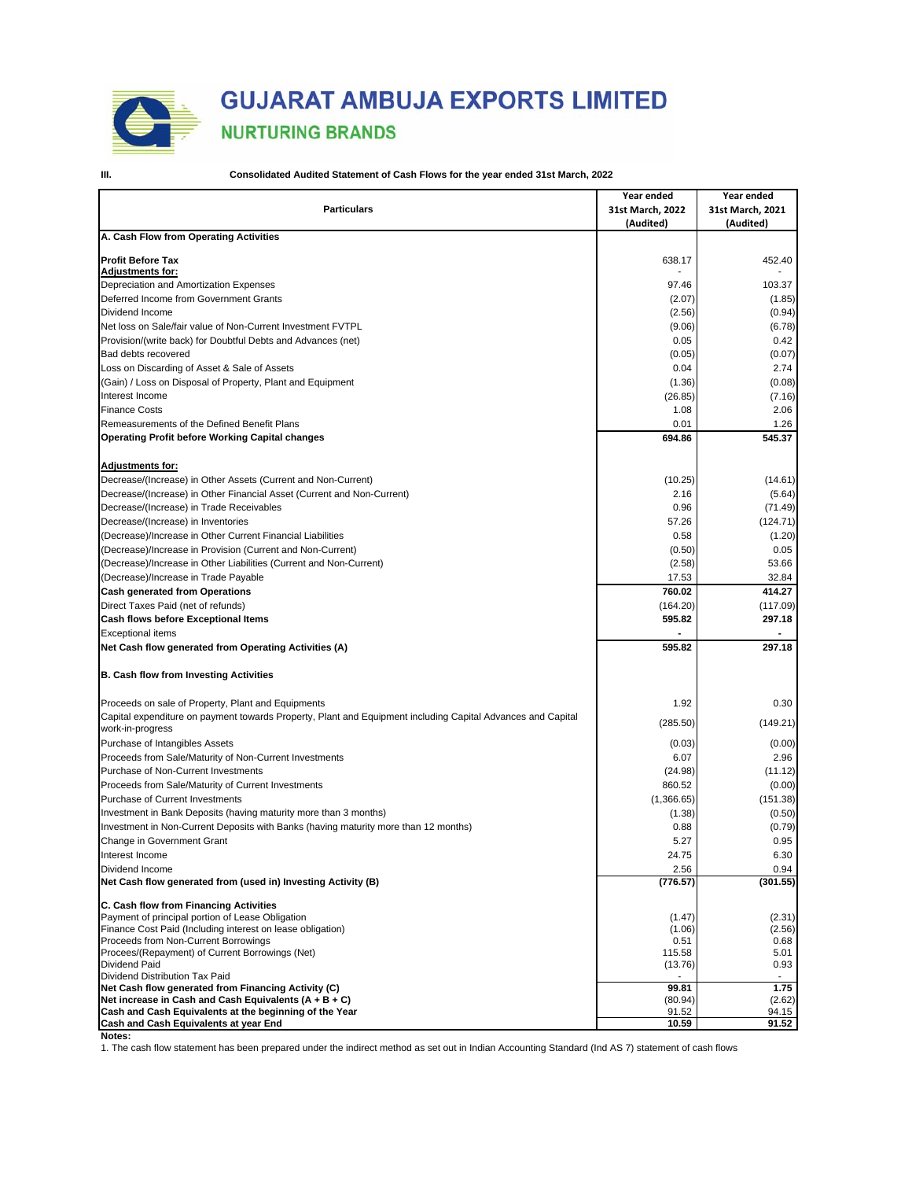# GUJARAT AMBUJA EXPORTS LIMITED

## NURTURING BRANDS

**III. Consolidated Audited Statement of Cash Flows for the year ended 31st March, 2022**

| Particulars | Year ended 31st March, 2022 (Audited) | Year ended 31st March, 2021 (Audited) |
|---|---|---|
| **A. Cash Flow from Operating Activities** | | |
| **Profit Before Tax** | 638.17 | 452.40 |
| **Adjustments for:** | - | - |
| Depreciation and Amortization Expenses | 97.46 | 103.37 |
| Deferred Income from Government Grants | (2.07) | (1.85) |
| Dividend Income | (2.56) | (0.94) |
| Net loss on Sale/fair value of Non-Current Investment FVTPL | (9.06) | (6.78) |
| Provision/(write back) for Doubtful Debts and Advances (net) | 0.05 | 0.42 |
| Bad debts recovered | (0.05) | (0.07) |
| Loss on Discarding of Asset & Sale of Assets | 0.04 | 2.74 |
| (Gain) / Loss on Disposal of Property, Plant and Equipment | (1.36) | (0.08) |
| Interest Income | (26.85) | (7.16) |
| Finance Costs | 1.08 | 2.06 |
| Remeasurements of the Defined Benefit Plans | 0.01 | 1.26 |
| **Operating Profit before Working Capital changes** | **694.86** | **545.37** |
| **Adjustments for:** | | |
| Decrease/(Increase) in Other Assets (Current and Non-Current) | (10.25) | (14.61) |
| Decrease/(Increase) in Other Financial Asset (Current and Non-Current) | 2.16 | (5.64) |
| Decrease/(Increase) in Trade Receivables | 0.96 | (71.49) |
| Decrease/(Increase) in Inventories | 57.26 | (124.71) |
| (Decrease)/Increase in Other Current Financial Liabilities | 0.58 | (1.20) |
| (Decrease)/Increase in Provision (Current and Non-Current) | (0.50) | 0.05 |
| (Decrease)/Increase in Other Liabilities (Current and Non-Current) | (2.58) | 53.66 |
| (Decrease)/Increase in Trade Payable | 17.53 | 32.84 |
| **Cash generated from Operations** | **760.02** | **414.27** |
| Direct Taxes Paid (net of refunds) | (164.20) | (117.09) |
| **Cash flows before Exceptional Items** | **595.82** | **297.18** |
| Exceptional items | - | - |
| **Net Cash flow generated from Operating Activities (A)** | **595.82** | **297.18** |
| **B. Cash flow from Investing Activities** | | |
| Proceeds on sale of Property, Plant and Equipments | 1.92 | 0.30 |
| Capital expenditure on payment towards Property, Plant and Equipment including Capital Advances and Capital work-in-progress | (285.50) | (149.21) |
| Purchase of Intangibles Assets | (0.03) | (0.00) |
| Proceeds from Sale/Maturity of Non-Current Investments | 6.07 | 2.96 |
| Purchase of Non-Current Investments | (24.98) | (11.12) |
| Proceeds from Sale/Maturity of Current Investments | 860.52 | (0.00) |
| Purchase of Current Investments | (1,366.65) | (151.38) |
| Investment in Bank Deposits (having maturity more than 3 months) | (1.38) | (0.50) |
| Investment in Non-Current Deposits with Banks (having maturity more than 12 months) | 0.88 | (0.79) |
| Change in Government Grant | 5.27 | 0.95 |
| Interest Income | 24.75 | 6.30 |
| Dividend Income | 2.56 | 0.94 |
| **Net Cash flow generated from (used in) Investing Activity (B)** | **(776.57)** | **(301.55)** |
| **C. Cash flow from Financing Activities** | | |
| Payment of principal portion of Lease Obligation | (1.47) | (2.31) |
| Finance Cost Paid (Including interest on lease obligation) | (1.06) | (2.56) |
| Proceeds from Non-Current Borrowings | 0.51 | 0.68 |
| Procees/(Repayment) of Current Borrowings (Net) | 115.58 | 5.01 |
| Dividend Paid | (13.76) | 0.93 |
| Dividend Distribution Tax Paid | - | - |
| **Net Cash flow generated from Financing Activity (C)** | **99.81** | **1.75** |
| **Net increase in Cash and Cash Equivalents (A + B + C)** | **(80.94)** | **(2.62)** |
| **Cash and Cash Equivalents at the beginning of the Year** | **91.52** | **94.15** |
| **Cash and Cash Equivalents at year End** | **10.59** | **91.52** |

**Notes:**

1. The cash flow statement has been prepared under the indirect method as set out in Indian Accounting Standard (Ind AS 7) statement of cash flows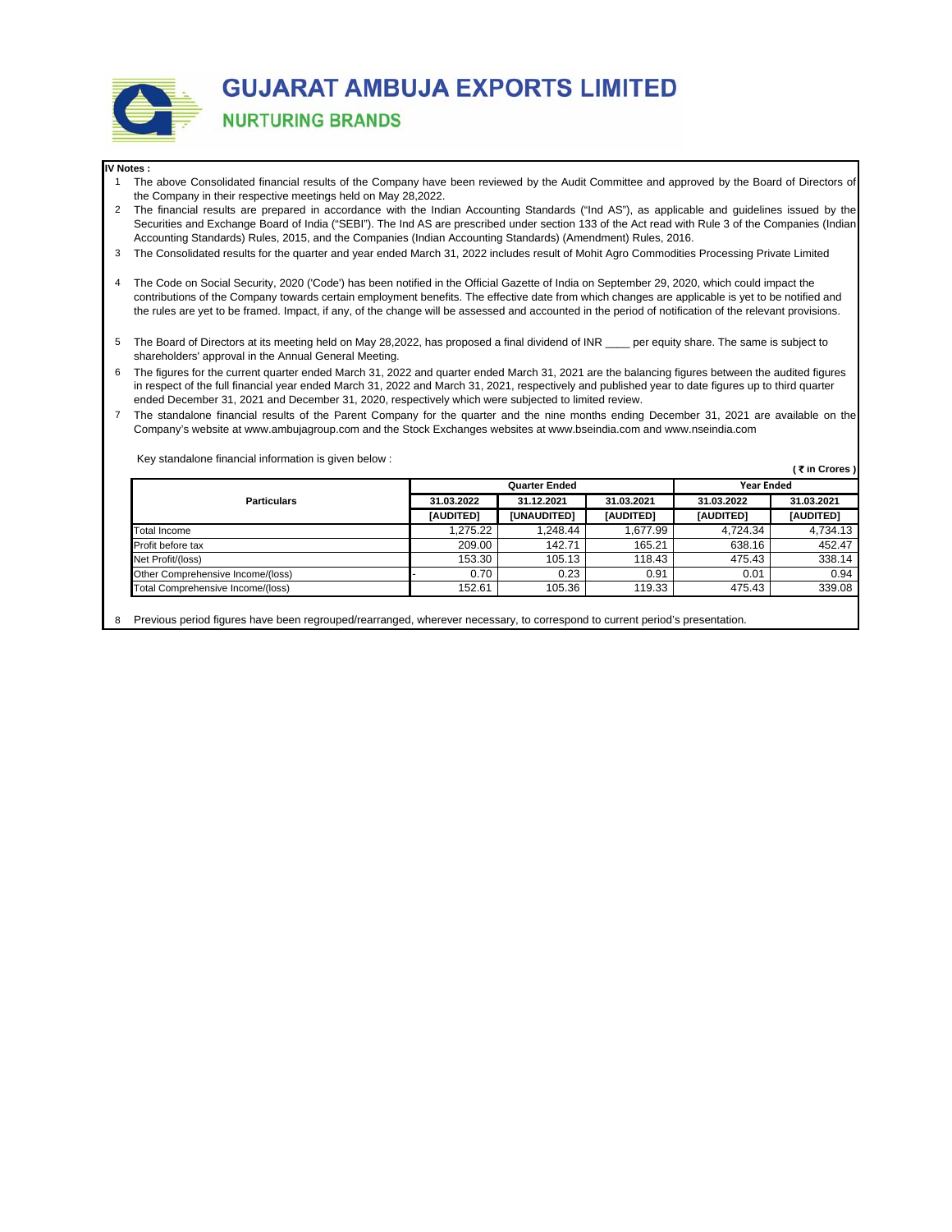# GUJARAT AMBUJA EXPORTS LIMITED

## NURTURING BRANDS

**IV Notes :**

1. The above Consolidated financial results of the Company have been reviewed by the Audit Committee and approved by the Board of Directors of the Company in their respective meetings held on May 28,2022.
2. The financial results are prepared in accordance with the Indian Accounting Standards ("Ind AS"), as applicable and guidelines issued by the Securities and Exchange Board of India ("SEBI"). The Ind AS are prescribed under section 133 of the Act read with Rule 3 of the Companies (Indian Accounting Standards) Rules, 2015, and the Companies (Indian Accounting Standards) (Amendment) Rules, 2016.
3. The Consolidated results for the quarter and year ended March 31, 2022 includes result of Mohit Agro Commodities Processing Private Limited
4. The Code on Social Security, 2020 ('Code') has been notified in the Official Gazette of India on September 29, 2020, which could impact the contributions of the Company towards certain employment benefits. The effective date from which changes are applicable is yet to be notified and the rules are yet to be framed. Impact, if any, of the change will be assessed and accounted in the period of notification of the relevant provisions.
5. The Board of Directors at its meeting held on May 28,2022, has proposed a final dividend of INR ____ per equity share. The same is subject to shareholders' approval in the Annual General Meeting.
6. The figures for the current quarter ended March 31, 2022 and quarter ended March 31, 2021 are the balancing figures between the audited figures in respect of the full financial year ended March 31, 2022 and March 31, 2021, respectively and published year to date figures up to third quarter ended December 31, 2021 and December 31, 2020, respectively which were subjected to limited review.
7. The standalone financial results of the Parent Company for the quarter and the nine months ending December 31, 2021 are available on the Company's website at www.ambujagroup.com and the Stock Exchanges websites at www.bseindia.com and www.nseindia.com

Key standalone financial information is given below :

( ₹ in Crores )

| Particulars | Quarter Ended | | | Year Ended | |
|---|---|---|---|---|---|
| | 31.03.2022 | 31.12.2021 | 31.03.2021 | 31.03.2022 | 31.03.2021 |
| | [AUDITED] | [UNAUDITED] | [AUDITED] | [AUDITED] | [AUDITED] |
| Total Income | 1,275.22 | 1,248.44 | 1,677.99 | 4,724.34 | 4,734.13 |
| Profit before tax | 209.00 | 142.71 | 165.21 | 638.16 | 452.47 |
| Net Profit/(loss) | 153.30 | 105.13 | 118.43 | 475.43 | 338.14 |
| Other Comprehensive Income/(loss) | - 0.70 | 0.23 | 0.91 | 0.01 | 0.94 |
| Total Comprehensive Income/(loss) | 152.61 | 105.36 | 119.33 | 475.43 | 339.08 |

8. Previous period figures have been regrouped/rearranged, wherever necessary, to correspond to current period's presentation.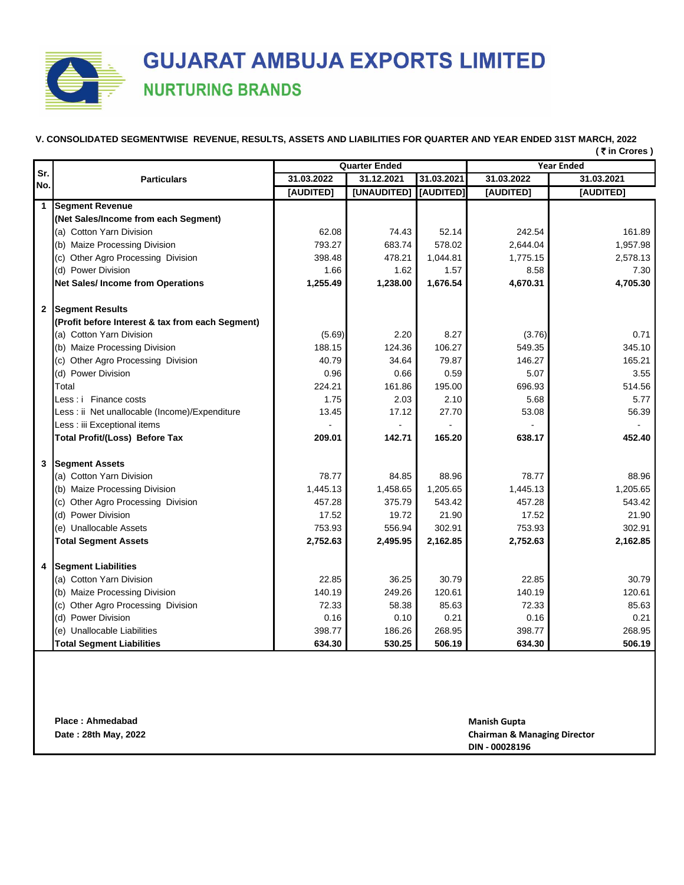# GUJARAT AMBUJA EXPORTS LIMITED

## NURTURING BRANDS

**V. CONSOLIDATED SEGMENTWISE REVENUE, RESULTS, ASSETS AND LIABILITIES FOR QUARTER AND YEAR ENDED 31ST MARCH, 2022**

**( ₹ in Crores )**

| Sr. No. | Particulars | Quarter Ended | | | Year Ended | |
|---|---|---|---|---|---|---|
| | | 31.03.2022 | 31.12.2021 | 31.03.2021 | 31.03.2022 | 31.03.2021 |
| | | [AUDITED] | [UNAUDITED] | [AUDITED] | [AUDITED] | [AUDITED] |
| 1 | **Segment Revenue** | | | | | |
| | **(Net Sales/Income from each Segment)** | | | | | |
| | (a) Cotton Yarn Division | 62.08 | 74.43 | 52.14 | 242.54 | 161.89 |
| | (b) Maize Processing Division | 793.27 | 683.74 | 578.02 | 2,644.04 | 1,957.98 |
| | (c) Other Agro Processing Division | 398.48 | 478.21 | 1,044.81 | 1,775.15 | 2,578.13 |
| | (d) Power Division | 1.66 | 1.62 | 1.57 | 8.58 | 7.30 |
| | **Net Sales/ Income from Operations** | **1,255.49** | **1,238.00** | **1,676.54** | **4,670.31** | **4,705.30** |
| 2 | **Segment Results** | | | | | |
| | **(Profit before Interest & tax from each Segment)** | | | | | |
| | (a) Cotton Yarn Division | (5.69) | 2.20 | 8.27 | (3.76) | 0.71 |
| | (b) Maize Processing Division | 188.15 | 124.36 | 106.27 | 549.35 | 345.10 |
| | (c) Other Agro Processing Division | 40.79 | 34.64 | 79.87 | 146.27 | 165.21 |
| | (d) Power Division | 0.96 | 0.66 | 0.59 | 5.07 | 3.55 |
| | Total | 224.21 | 161.86 | 195.00 | 696.93 | 514.56 |
| | Less : i Finance costs | 1.75 | 2.03 | 2.10 | 5.68 | 5.77 |
| | Less : ii Net unallocable (Income)/Expenditure | 13.45 | 17.12 | 27.70 | 53.08 | 56.39 |
| | Less : iii Exceptional items | - | - | - | - | - |
| | **Total Profit/(Loss) Before Tax** | **209.01** | **142.71** | **165.20** | **638.17** | **452.40** |
| 3 | **Segment Assets** | | | | | |
| | (a) Cotton Yarn Division | 78.77 | 84.85 | 88.96 | 78.77 | 88.96 |
| | (b) Maize Processing Division | 1,445.13 | 1,458.65 | 1,205.65 | 1,445.13 | 1,205.65 |
| | (c) Other Agro Processing Division | 457.28 | 375.79 | 543.42 | 457.28 | 543.42 |
| | (d) Power Division | 17.52 | 19.72 | 21.90 | 17.52 | 21.90 |
| | (e) Unallocable Assets | 753.93 | 556.94 | 302.91 | 753.93 | 302.91 |
| | **Total Segment Assets** | **2,752.63** | **2,495.95** | **2,162.85** | **2,752.63** | **2,162.85** |
| 4 | **Segment Liabilities** | | | | | |
| | (a) Cotton Yarn Division | 22.85 | 36.25 | 30.79 | 22.85 | 30.79 |
| | (b) Maize Processing Division | 140.19 | 249.26 | 120.61 | 140.19 | 120.61 |
| | (c) Other Agro Processing Division | 72.33 | 58.38 | 85.63 | 72.33 | 85.63 |
| | (d) Power Division | 0.16 | 0.10 | 0.21 | 0.16 | 0.21 |
| | (e) Unallocable Liabilities | 398.77 | 186.26 | 268.95 | 398.77 | 268.95 |
| | **Total Segment Liabilities** | **634.30** | **530.25** | **506.19** | **634.30** | **506.19** |

**Place : Ahmedabad**
**Date : 28th May, 2022**

**Manish Gupta**
**Chairman & Managing Director**
**DIN - 00028196**